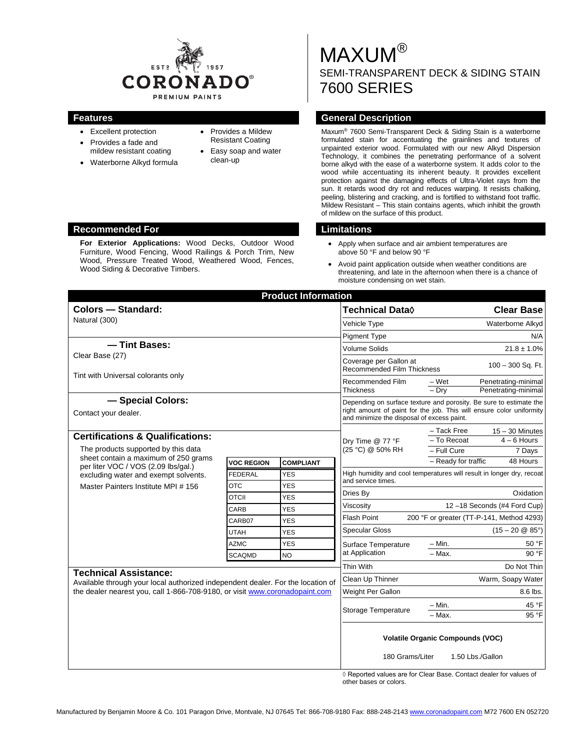EST. 1957
CORONADO®
PREMIUM PAINTS

# MAXUM®

## SEMI-TRANSPARENT DECK & SIDING STAIN
## 7600 SERIES

## Features

- Excellent protection
- Provides a fade and mildew resistant coating
- Waterborne Alkyd formula
- Provides a Mildew Resistant Coating
- Easy soap and water clean-up

## General Description

Maxum® 7600 Semi-Transparent Deck & Siding Stain is a waterborne formulated stain for accentuating the grainlines and textures of unpainted exterior wood. Formulated with our new Alkyd Dispersion Technology, it combines the penetrating performance of a solvent borne alkyd with the ease of a waterborne system. It adds color to the wood while accentuating its inherent beauty. It provides excellent protection against the damaging effects of Ultra-Violet rays from the sun. It retards wood dry rot and reduces warping. It resists chalking, peeling, blistering and cracking, and is fortified to withstand foot traffic. Mildew Resistant – This stain contains agents, which inhibit the growth of mildew on the surface of this product.

## Recommended For

**For Exterior Applications:** Wood Decks, Outdoor Wood Furniture, Wood Fencing, Wood Railings & Porch Trim, New Wood, Pressure Treated Wood, Weathered Wood, Fences, Wood Siding & Decorative Timbers.

## Limitations

- Apply when surface and air ambient temperatures are above 50 °F and below 90 °F
- Avoid paint application outside when weather conditions are threatening, and late in the afternoon when there is a chance of moisture condensing on wet stain.

## Product Information

### Colors — Standard:

Natural (300)

### — Tint Bases:

Clear Base (27)

Tint with Universal colorants only

### — Special Colors:

Contact your dealer.

### Certifications & Qualifications:

The products supported by this data sheet contain a maximum of 250 grams per liter VOC / VOS (2.09 lbs/gal.) excluding water and exempt solvents.

Master Painters Institute MPI # 156

| VOC REGION | COMPLIANT |
|---|---|
| FEDERAL | YES |
| OTC | YES |
| OTCII | YES |
| CARB | YES |
| CARB07 | YES |
| UTAH | YES |
| AZMC | YES |
| SCAQMD | NO |

### Technical Assistance:

Available through your local authorized independent dealer. For the location of the dealer nearest you, call 1-866-708-9180, or visit www.coronadopaint.com

| Technical Data◊ | | Clear Base |
|---|---|---|
| Vehicle Type | | Waterborne Alkyd |
| Pigment Type | | N/A |
| Volume Solids | | 21.8 ± 1.0% |
| Coverage per Gallon at Recommended Film Thickness | | 100 – 300 Sq. Ft. |
| Recommended Film Thickness | – Wet | Penetrating-minimal |
| | – Dry | Penetrating-minimal |
| Depending on surface texture and porosity. Be sure to estimate the right amount of paint for the job. This will ensure color uniformity and minimize the disposal of excess paint. | | |
| Dry Time @ 77 °F (25 °C) @ 50% RH | – Tack Free | 15 – 30 Minutes |
| | – To Recoat | 4 – 6 Hours |
| | – Full Cure | 7 Days |
| | – Ready for traffic | 48 Hours |
| High humidity and cool temperatures will result in longer dry, recoat and service times. | | |
| Dries By | | Oxidation |
| Viscosity | | 12 –18 Seconds (#4 Ford Cup) |
| Flash Point | | 200 °F or greater (TT-P-141, Method 4293) |
| Specular Gloss | | (15 – 20 @ 85°) |
| Surface Temperature at Application | – Min. | 50 °F |
| | – Max. | 90 °F |
| Thin With | | Do Not Thin |
| Clean Up Thinner | | Warm, Soapy Water |
| Weight Per Gallon | | 8.6 lbs. |
| Storage Temperature | – Min. | 45 °F |
| | – Max. | 95 °F |

**Volatile Organic Compounds (VOC)**

180 Grams/Liter 1.50 Lbs./Gallon

◊ Reported values are for Clear Base. Contact dealer for values of other bases or colors.

Manufactured by Benjamin Moore & Co. 101 Paragon Drive, Montvale, NJ 07645 Tel: 866-708-9180 Fax: 888-248-2143 www.coronadopaint.com M72 7600 EN 052720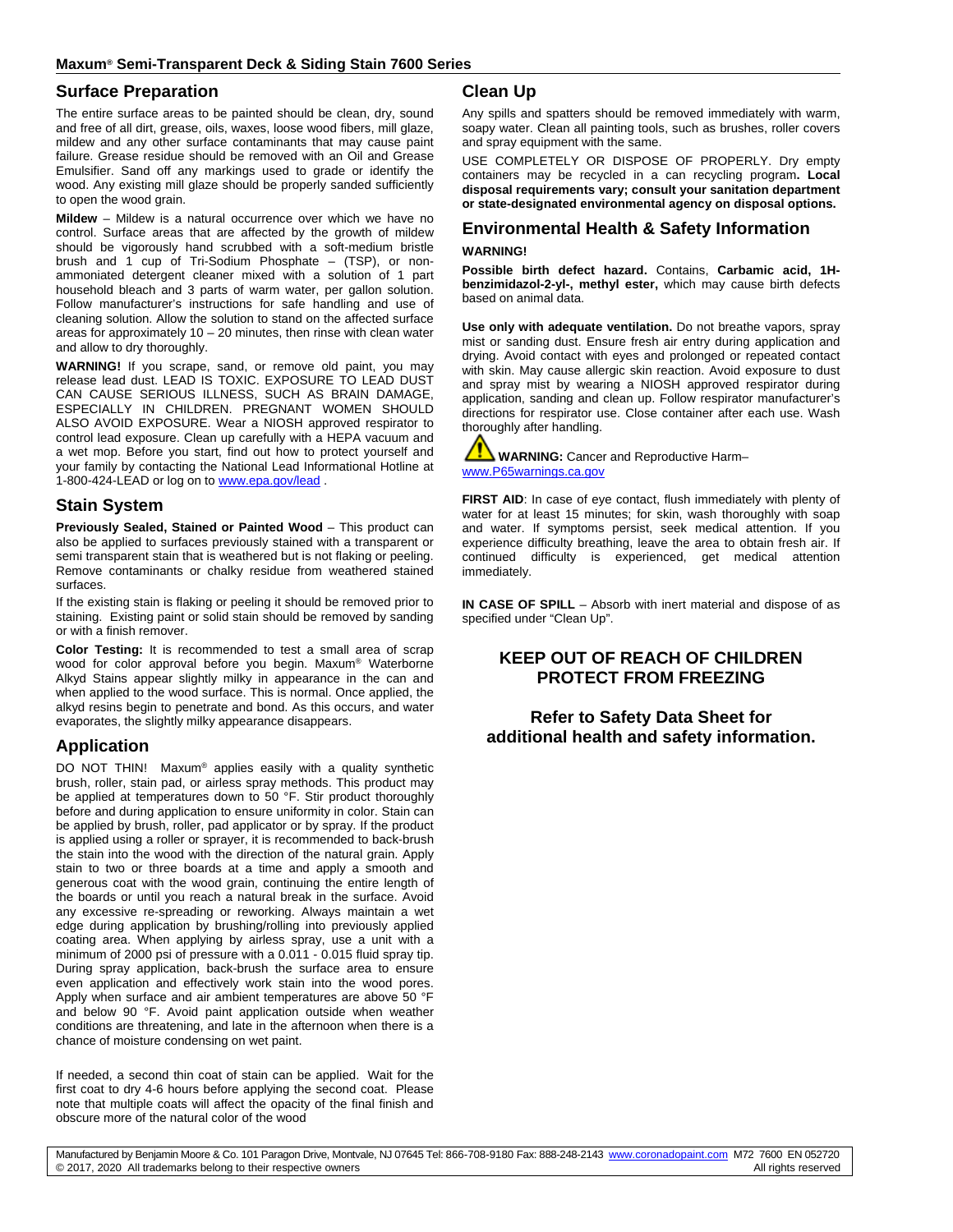## Surface Preparation

The entire surface areas to be painted should be clean, dry, sound and free of all dirt, grease, oils, waxes, loose wood fibers, mill glaze, mildew and any other surface contaminants that may cause paint failure. Grease residue should be removed with an Oil and Grease Emulsifier. Sand off any markings used to grade or identify the wood. Any existing mill glaze should be properly sanded sufficiently to open the wood grain.

**Mildew** – Mildew is a natural occurrence over which we have no control. Surface areas that are affected by the growth of mildew should be vigorously hand scrubbed with a soft-medium bristle brush and 1 cup of Tri-Sodium Phosphate – (TSP), or non-ammoniated detergent cleaner mixed with a solution of 1 part household bleach and 3 parts of warm water, per gallon solution. Follow manufacturer's instructions for safe handling and use of cleaning solution. Allow the solution to stand on the affected surface areas for approximately 10 – 20 minutes, then rinse with clean water and allow to dry thoroughly.

**WARNING!** If you scrape, sand, or remove old paint, you may release lead dust. LEAD IS TOXIC. EXPOSURE TO LEAD DUST CAN CAUSE SERIOUS ILLNESS, SUCH AS BRAIN DAMAGE, ESPECIALLY IN CHILDREN. PREGNANT WOMEN SHOULD ALSO AVOID EXPOSURE. Wear a NIOSH approved respirator to control lead exposure. Clean up carefully with a HEPA vacuum and a wet mop. Before you start, find out how to protect yourself and your family by contacting the National Lead Informational Hotline at 1-800-424-LEAD or log on to www.epa.gov/lead .

## Stain System

**Previously Sealed, Stained or Painted Wood** – This product can also be applied to surfaces previously stained with a transparent or semi transparent stain that is weathered but is not flaking or peeling. Remove contaminants or chalky residue from weathered stained surfaces.

If the existing stain is flaking or peeling it should be removed prior to staining. Existing paint or solid stain should be removed by sanding or with a finish remover.

**Color Testing:** It is recommended to test a small area of scrap wood for color approval before you begin. Maxum® Waterborne Alkyd Stains appear slightly milky in appearance in the can and when applied to the wood surface. This is normal. Once applied, the alkyd resins begin to penetrate and bond. As this occurs, and water evaporates, the slightly milky appearance disappears.

## Application

DO NOT THIN! Maxum® applies easily with a quality synthetic brush, roller, stain pad, or airless spray methods. This product may be applied at temperatures down to 50 °F. Stir product thoroughly before and during application to ensure uniformity in color. Stain can be applied by brush, roller, pad applicator or by spray. If the product is applied using a roller or sprayer, it is recommended to back-brush the stain into the wood with the direction of the natural grain. Apply stain to two or three boards at a time and apply a smooth and generous coat with the wood grain, continuing the entire length of the boards or until you reach a natural break in the surface. Avoid any excessive re-spreading or reworking. Always maintain a wet edge during application by brushing/rolling into previously applied coating area. When applying by airless spray, use a unit with a minimum of 2000 psi of pressure with a 0.011 - 0.015 fluid spray tip. During spray application, back-brush the surface area to ensure even application and effectively work stain into the wood pores. Apply when surface and air ambient temperatures are above 50 °F and below 90 °F. Avoid paint application outside when weather conditions are threatening, and late in the afternoon when there is a chance of moisture condensing on wet paint.

If needed, a second thin coat of stain can be applied. Wait for the first coat to dry 4-6 hours before applying the second coat. Please note that multiple coats will affect the opacity of the final finish and obscure more of the natural color of the wood

## Clean Up

Any spills and spatters should be removed immediately with warm, soapy water. Clean all painting tools, such as brushes, roller covers and spray equipment with the same.

USE COMPLETELY OR DISPOSE OF PROPERLY. Dry empty containers may be recycled in a can recycling program**. Local disposal requirements vary; consult your sanitation department or state-designated environmental agency on disposal options.**

## Environmental Health & Safety Information

**WARNING!**

**Possible birth defect hazard.** Contains, **Carbamic acid, 1H-benzimidazol-2-yl-, methyl ester,** which may cause birth defects based on animal data.

**Use only with adequate ventilation.** Do not breathe vapors, spray mist or sanding dust. Ensure fresh air entry during application and drying. Avoid contact with eyes and prolonged or repeated contact with skin. May cause allergic skin reaction. Avoid exposure to dust and spray mist by wearing a NIOSH approved respirator during application, sanding and clean up. Follow respirator manufacturer's directions for respirator use. Close container after each use. Wash thoroughly after handling.

**WARNING:** Cancer and Reproductive Harm– www.P65warnings.ca.gov

**FIRST AID**: In case of eye contact, flush immediately with plenty of water for at least 15 minutes; for skin, wash thoroughly with soap and water. If symptoms persist, seek medical attention. If you experience difficulty breathing, leave the area to obtain fresh air. If continued difficulty is experienced, get medical attention immediately.

**IN CASE OF SPILL** – Absorb with inert material and dispose of as specified under "Clean Up".

**KEEP OUT OF REACH OF CHILDREN**
**PROTECT FROM FREEZING**

**Refer to Safety Data Sheet for additional health and safety information.**

Manufactured by Benjamin Moore & Co. 101 Paragon Drive, Montvale, NJ 07645 Tel: 866-708-9180 Fax: 888-248-2143 www.coronadopaint.com M72 7600 EN 052720
© 2017, 2020 All trademarks belong to their respective owners All rights reserved